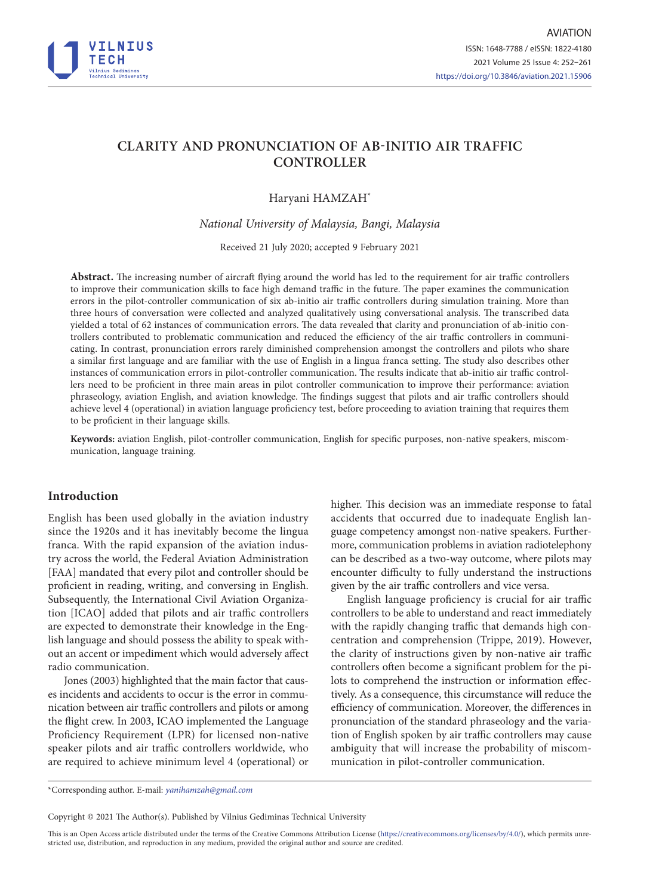# CLARITY AND PRONUNCIATION OF AB-INITIO AIR TRAFFIC CONTROLLER

Haryani HAMZAH*

*National University of Malaysia, Bangi, Malaysia*

Received 21 July 2020; accepted 9 February 2021

**Abstract.** The increasing number of aircraft flying around the world has led to the requirement for air traffic controllers to improve their communication skills to face high demand traffic in the future. The paper examines the communication errors in the pilot-controller communication of six ab-initio air traffic controllers during simulation training. More than three hours of conversation were collected and analyzed qualitatively using conversational analysis. The transcribed data yielded a total of 62 instances of communication errors. The data revealed that clarity and pronunciation of ab-initio controllers contributed to problematic communication and reduced the efficiency of the air traffic controllers in communicating. In contrast, pronunciation errors rarely diminished comprehension amongst the controllers and pilots who share a similar first language and are familiar with the use of English in a lingua franca setting. The study also describes other instances of communication errors in pilot-controller communication. The results indicate that ab-initio air traffic controllers need to be proficient in three main areas in pilot controller communication to improve their performance: aviation phraseology, aviation English, and aviation knowledge. The findings suggest that pilots and air traffic controllers should achieve level 4 (operational) in aviation language proficiency test, before proceeding to aviation training that requires them to be proficient in their language skills.

**Keywords:** aviation English, pilot-controller communication, English for specific purposes, non-native speakers, miscommunication, language training.

## Introduction

English has been used globally in the aviation industry since the 1920s and it has inevitably become the lingua franca. With the rapid expansion of the aviation industry across the world, the Federal Aviation Administration [FAA] mandated that every pilot and controller should be proficient in reading, writing, and conversing in English. Subsequently, the International Civil Aviation Organization [ICAO] added that pilots and air traffic controllers are expected to demonstrate their knowledge in the English language and should possess the ability to speak without an accent or impediment which would adversely affect radio communication.

Jones (2003) highlighted that the main factor that causes incidents and accidents to occur is the error in communication between air traffic controllers and pilots or among the flight crew. In 2003, ICAO implemented the Language Proficiency Requirement (LPR) for licensed non-native speaker pilots and air traffic controllers worldwide, who are required to achieve minimum level 4 (operational) or higher. This decision was an immediate response to fatal accidents that occurred due to inadequate English language competency amongst non-native speakers. Furthermore, communication problems in aviation radiotelephony can be described as a two-way outcome, where pilots may encounter difficulty to fully understand the instructions given by the air traffic controllers and vice versa.

English language proficiency is crucial for air traffic controllers to be able to understand and react immediately with the rapidly changing traffic that demands high concentration and comprehension (Trippe, 2019). However, the clarity of instructions given by non-native air traffic controllers often become a significant problem for the pilots to comprehend the instruction or information effectively. As a consequence, this circumstance will reduce the efficiency of communication. Moreover, the differences in pronunciation of the standard phraseology and the variation of English spoken by air traffic controllers may cause ambiguity that will increase the probability of miscommunication in pilot-controller communication.

*Corresponding author. E-mail: *yanihamzah@gmail.com*

Copyright © 2021 The Author(s). Published by Vilnius Gediminas Technical University

This is an Open Access article distributed under the terms of the Creative Commons Attribution License (https://creativecommons.org/licenses/by/4.0/), which permits unrestricted use, distribution, and reproduction in any medium, provided the original author and source are credited.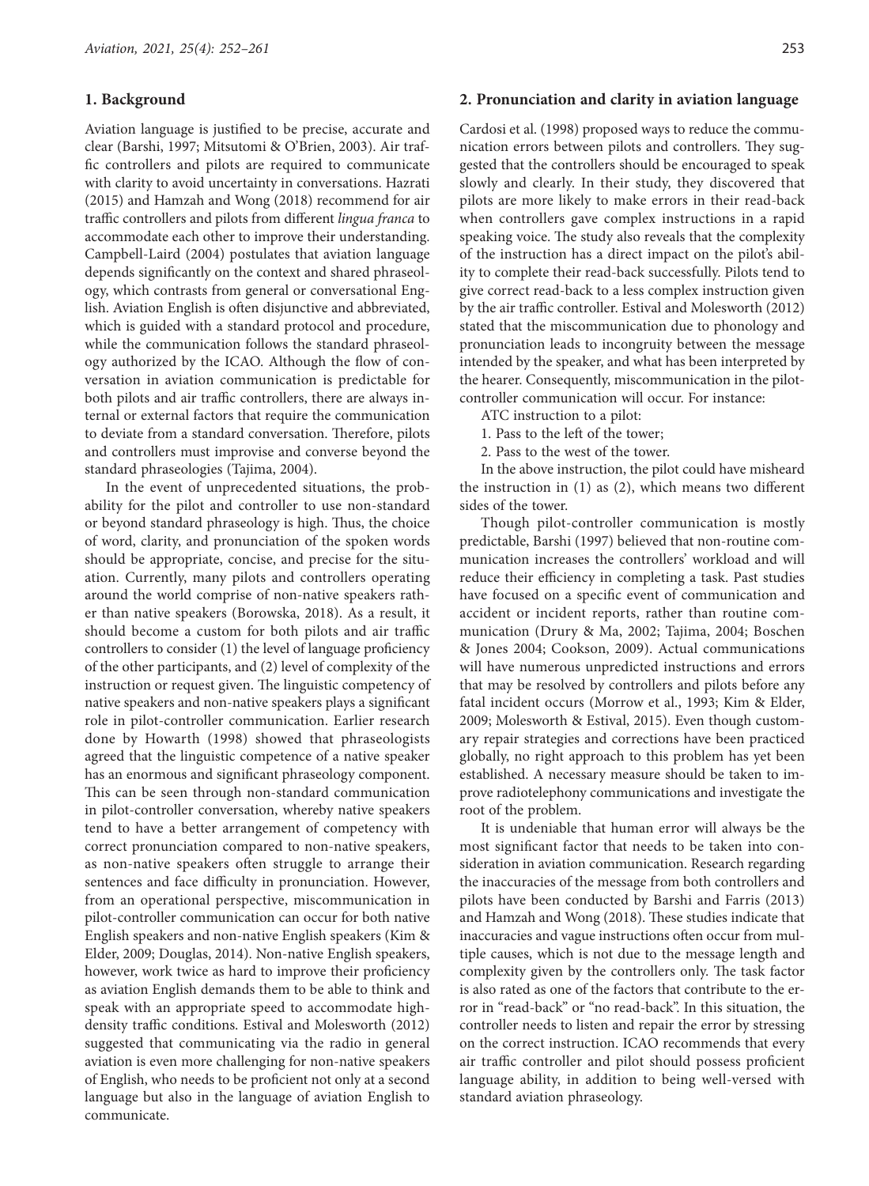## 1. Background

Aviation language is justified to be precise, accurate and clear (Barshi, 1997; Mitsutomi & O'Brien, 2003). Air traffic controllers and pilots are required to communicate with clarity to avoid uncertainty in conversations. Hazrati (2015) and Hamzah and Wong (2018) recommend for air traffic controllers and pilots from different *lingua franca* to accommodate each other to improve their understanding. Campbell-Laird (2004) postulates that aviation language depends significantly on the context and shared phraseology, which contrasts from general or conversational English. Aviation English is often disjunctive and abbreviated, which is guided with a standard protocol and procedure, while the communication follows the standard phraseology authorized by the ICAO. Although the flow of conversation in aviation communication is predictable for both pilots and air traffic controllers, there are always internal or external factors that require the communication to deviate from a standard conversation. Therefore, pilots and controllers must improvise and converse beyond the standard phraseologies (Tajima, 2004).

In the event of unprecedented situations, the probability for the pilot and controller to use non-standard or beyond standard phraseology is high. Thus, the choice of word, clarity, and pronunciation of the spoken words should be appropriate, concise, and precise for the situation. Currently, many pilots and controllers operating around the world comprise of non-native speakers rather than native speakers (Borowska, 2018). As a result, it should become a custom for both pilots and air traffic controllers to consider (1) the level of language proficiency of the other participants, and (2) level of complexity of the instruction or request given. The linguistic competency of native speakers and non-native speakers plays a significant role in pilot-controller communication. Earlier research done by Howarth (1998) showed that phraseologists agreed that the linguistic competence of a native speaker has an enormous and significant phraseology component. This can be seen through non-standard communication in pilot-controller conversation, whereby native speakers tend to have a better arrangement of competency with correct pronunciation compared to non-native speakers, as non-native speakers often struggle to arrange their sentences and face difficulty in pronunciation. However, from an operational perspective, miscommunication in pilot-controller communication can occur for both native English speakers and non-native English speakers (Kim & Elder, 2009; Douglas, 2014). Non-native English speakers, however, work twice as hard to improve their proficiency as aviation English demands them to be able to think and speak with an appropriate speed to accommodate high-density traffic conditions. Estival and Molesworth (2012) suggested that communicating via the radio in general aviation is even more challenging for non-native speakers of English, who needs to be proficient not only at a second language but also in the language of aviation English to communicate.

## 2. Pronunciation and clarity in aviation language

Cardosi et al. (1998) proposed ways to reduce the communication errors between pilots and controllers. They suggested that the controllers should be encouraged to speak slowly and clearly. In their study, they discovered that pilots are more likely to make errors in their read-back when controllers gave complex instructions in a rapid speaking voice. The study also reveals that the complexity of the instruction has a direct impact on the pilot's ability to complete their read-back successfully. Pilots tend to give correct read-back to a less complex instruction given by the air traffic controller. Estival and Molesworth (2012) stated that the miscommunication due to phonology and pronunciation leads to incongruity between the message intended by the speaker, and what has been interpreted by the hearer. Consequently, miscommunication in the pilot-controller communication will occur. For instance:

ATC instruction to a pilot:

1. Pass to the left of the tower;
2. Pass to the west of the tower.

In the above instruction, the pilot could have misheard the instruction in (1) as (2), which means two different sides of the tower.

Though pilot-controller communication is mostly predictable, Barshi (1997) believed that non-routine communication increases the controllers' workload and will reduce their efficiency in completing a task. Past studies have focused on a specific event of communication and accident or incident reports, rather than routine communication (Drury & Ma, 2002; Tajima, 2004; Boschen & Jones 2004; Cookson, 2009). Actual communications will have numerous unpredicted instructions and errors that may be resolved by controllers and pilots before any fatal incident occurs (Morrow et al., 1993; Kim & Elder, 2009; Molesworth & Estival, 2015). Even though customary repair strategies and corrections have been practiced globally, no right approach to this problem has yet been established. A necessary measure should be taken to improve radiotelephony communications and investigate the root of the problem.

It is undeniable that human error will always be the most significant factor that needs to be taken into consideration in aviation communication. Research regarding the inaccuracies of the message from both controllers and pilots have been conducted by Barshi and Farris (2013) and Hamzah and Wong (2018). These studies indicate that inaccuracies and vague instructions often occur from multiple causes, which is not due to the message length and complexity given by the controllers only. The task factor is also rated as one of the factors that contribute to the error in "read-back" or "no read-back". In this situation, the controller needs to listen and repair the error by stressing on the correct instruction. ICAO recommends that every air traffic controller and pilot should possess proficient language ability, in addition to being well-versed with standard aviation phraseology.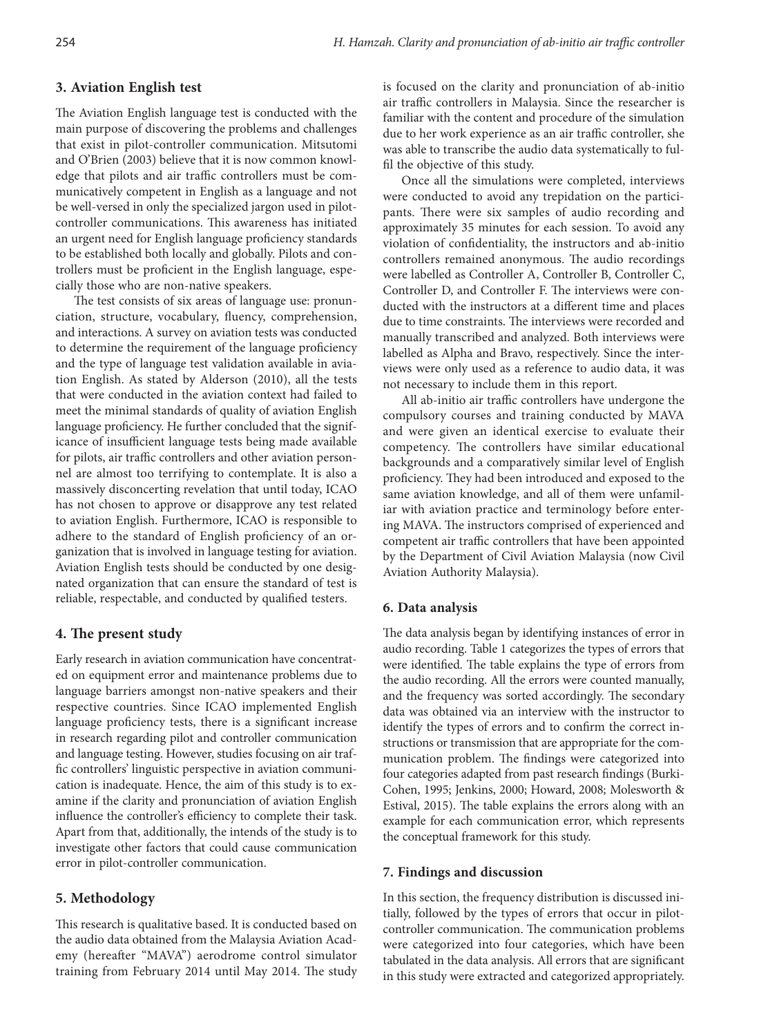## 3. Aviation English test

The Aviation English language test is conducted with the main purpose of discovering the problems and challenges that exist in pilot-controller communication. Mitsutomi and O'Brien (2003) believe that it is now common knowledge that pilots and air traffic controllers must be communicatively competent in English as a language and not be well-versed in only the specialized jargon used in pilot-controller communications. This awareness has initiated an urgent need for English language proficiency standards to be established both locally and globally. Pilots and controllers must be proficient in the English language, especially those who are non-native speakers.

The test consists of six areas of language use: pronunciation, structure, vocabulary, fluency, comprehension, and interactions. A survey on aviation tests was conducted to determine the requirement of the language proficiency and the type of language test validation available in aviation English. As stated by Alderson (2010), all the tests that were conducted in the aviation context had failed to meet the minimal standards of quality of aviation English language proficiency. He further concluded that the significance of insufficient language tests being made available for pilots, air traffic controllers and other aviation personnel are almost too terrifying to contemplate. It is also a massively disconcerting revelation that until today, ICAO has not chosen to approve or disapprove any test related to aviation English. Furthermore, ICAO is responsible to adhere to the standard of English proficiency of an organization that is involved in language testing for aviation. Aviation English tests should be conducted by one designated organization that can ensure the standard of test is reliable, respectable, and conducted by qualified testers.

## 4. The present study

Early research in aviation communication have concentrated on equipment error and maintenance problems due to language barriers amongst non-native speakers and their respective countries. Since ICAO implemented English language proficiency tests, there is a significant increase in research regarding pilot and controller communication and language testing. However, studies focusing on air traffic controllers' linguistic perspective in aviation communication is inadequate. Hence, the aim of this study is to examine if the clarity and pronunciation of aviation English influence the controller's efficiency to complete their task. Apart from that, additionally, the intends of the study is to investigate other factors that could cause communication error in pilot-controller communication.

## 5. Methodology

This research is qualitative based. It is conducted based on the audio data obtained from the Malaysia Aviation Academy (hereafter "MAVA") aerodrome control simulator training from February 2014 until May 2014. The study is focused on the clarity and pronunciation of ab-initio air traffic controllers in Malaysia. Since the researcher is familiar with the content and procedure of the simulation due to her work experience as an air traffic controller, she was able to transcribe the audio data systematically to fulfil the objective of this study.

Once all the simulations were completed, interviews were conducted to avoid any trepidation on the participants. There were six samples of audio recording and approximately 35 minutes for each session. To avoid any violation of confidentiality, the instructors and ab-initio controllers remained anonymous. The audio recordings were labelled as Controller A, Controller B, Controller C, Controller D, and Controller F. The interviews were conducted with the instructors at a different time and places due to time constraints. The interviews were recorded and manually transcribed and analyzed. Both interviews were labelled as Alpha and Bravo, respectively. Since the interviews were only used as a reference to audio data, it was not necessary to include them in this report.

All ab-initio air traffic controllers have undergone the compulsory courses and training conducted by MAVA and were given an identical exercise to evaluate their competency. The controllers have similar educational backgrounds and a comparatively similar level of English proficiency. They had been introduced and exposed to the same aviation knowledge, and all of them were unfamiliar with aviation practice and terminology before entering MAVA. The instructors comprised of experienced and competent air traffic controllers that have been appointed by the Department of Civil Aviation Malaysia (now Civil Aviation Authority Malaysia).

## 6. Data analysis

The data analysis began by identifying instances of error in audio recording. Table 1 categorizes the types of errors that were identified. The table explains the type of errors from the audio recording. All the errors were counted manually, and the frequency was sorted accordingly. The secondary data was obtained via an interview with the instructor to identify the types of errors and to confirm the correct instructions or transmission that are appropriate for the communication problem. The findings were categorized into four categories adapted from past research findings (Burki-Cohen, 1995; Jenkins, 2000; Howard, 2008; Molesworth & Estival, 2015). The table explains the errors along with an example for each communication error, which represents the conceptual framework for this study.

## 7. Findings and discussion

In this section, the frequency distribution is discussed initially, followed by the types of errors that occur in pilot-controller communication. The communication problems were categorized into four categories, which have been tabulated in the data analysis. All errors that are significant in this study were extracted and categorized appropriately.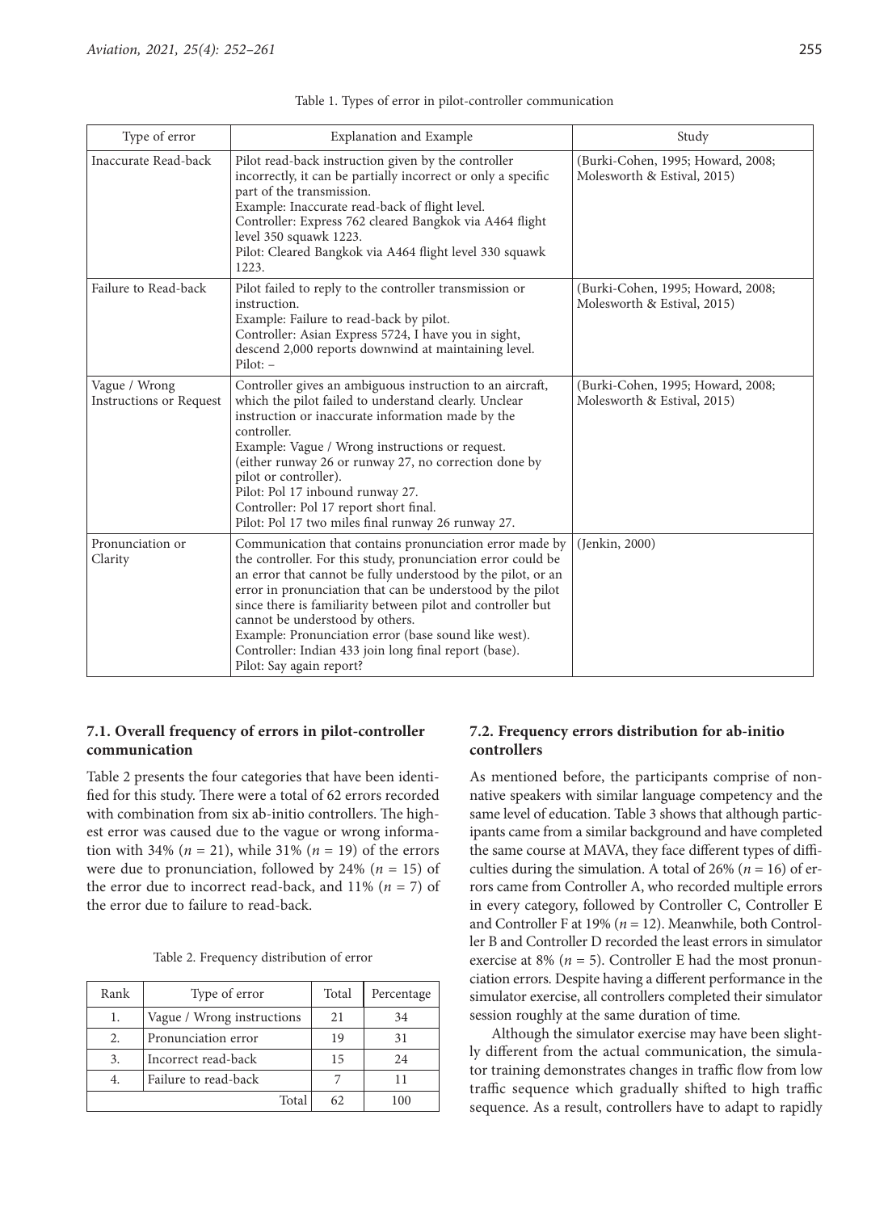Table 1. Types of error in pilot-controller communication

| Type of error | Explanation and Example | Study |
|---|---|---|
| Inaccurate Read-back | Pilot read-back instruction given by the controller incorrectly, it can be partially incorrect or only a specific part of the transmission.<br>Example: Inaccurate read-back of flight level.<br>Controller: Express 762 cleared Bangkok via A464 flight level 350 squawk 1223.<br>Pilot: Cleared Bangkok via A464 flight level 330 squawk 1223. | (Burki-Cohen, 1995; Howard, 2008; Molesworth & Estival, 2015) |
| Failure to Read-back | Pilot failed to reply to the controller transmission or instruction.<br>Example: Failure to read-back by pilot.<br>Controller: Asian Express 5724, I have you in sight, descend 2,000 reports downwind at maintaining level.<br>Pilot: – | (Burki-Cohen, 1995; Howard, 2008; Molesworth & Estival, 2015) |
| Vague / Wrong Instructions or Request | Controller gives an ambiguous instruction to an aircraft, which the pilot failed to understand clearly. Unclear instruction or inaccurate information made by the controller.<br>Example: Vague / Wrong instructions or request. (either runway 26 or runway 27, no correction done by pilot or controller).<br>Pilot: Pol 17 inbound runway 27.<br>Controller: Pol 17 report short final.<br>Pilot: Pol 17 two miles final runway 26 runway 27. | (Burki-Cohen, 1995; Howard, 2008; Molesworth & Estival, 2015) |
| Pronunciation or Clarity | Communication that contains pronunciation error made by the controller. For this study, pronunciation error could be an error that cannot be fully understood by the pilot, or an error in pronunciation that can be understood by the pilot since there is familiarity between pilot and controller but cannot be understood by others.<br>Example: Pronunciation error (base sound like west).<br>Controller: Indian 433 join long final report (base).<br>Pilot: Say again report? | (Jenkin, 2000) |

### 7.1. Overall frequency of errors in pilot-controller communication

Table 2 presents the four categories that have been identified for this study. There were a total of 62 errors recorded with combination from six ab-initio controllers. The highest error was caused due to the vague or wrong information with 34% ($n = 21$), while 31% ($n = 19$) of the errors were due to pronunciation, followed by 24% ($n = 15$) of the error due to incorrect read-back, and 11% ($n = 7$) of the error due to failure to read-back.

Table 2. Frequency distribution of error

| Rank | Type of error | Total | Percentage |
|---|---|---|---|
| 1. | Vague / Wrong instructions | 21 | 34 |
| 2. | Pronunciation error | 19 | 31 |
| 3. | Incorrect read-back | 15 | 24 |
| 4. | Failure to read-back | 7 | 11 |
| | Total | 62 | 100 |

### 7.2. Frequency errors distribution for ab-initio controllers

As mentioned before, the participants comprise of non-native speakers with similar language competency and the same level of education. Table 3 shows that although participants came from a similar background and have completed the same course at MAVA, they face different types of difficulties during the simulation. A total of 26% ($n = 16$) of errors came from Controller A, who recorded multiple errors in every category, followed by Controller C, Controller E and Controller F at 19% ($n = 12$). Meanwhile, both Controller B and Controller D recorded the least errors in simulator exercise at 8% ($n = 5$). Controller E had the most pronunciation errors. Despite having a different performance in the simulator exercise, all controllers completed their simulator session roughly at the same duration of time.

Although the simulator exercise may have been slightly different from the actual communication, the simulator training demonstrates changes in traffic flow from low traffic sequence which gradually shifted to high traffic sequence. As a result, controllers have to adapt to rapidly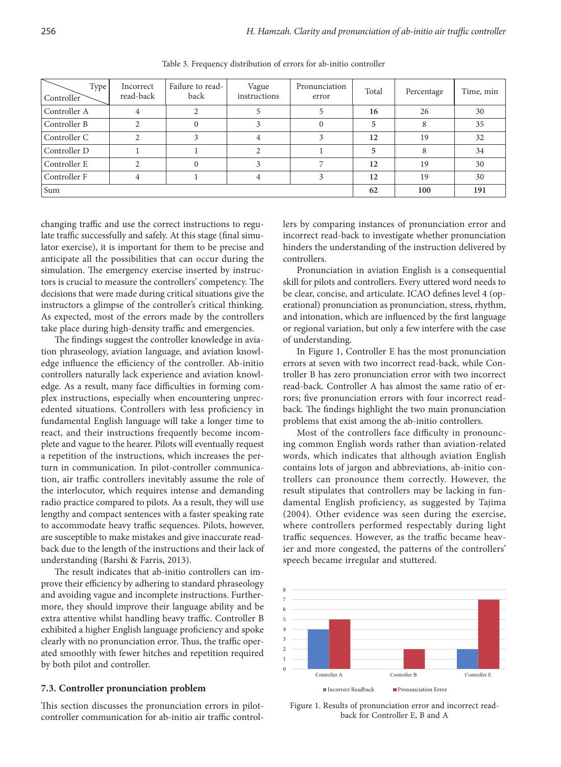Table 3. Frequency distribution of errors for ab-initio controller

| Type / Controller | Incorrect read-back | Failure to read-back | Vague instructions | Pronunciation error | Total | Percentage | Time, min |
|---|---|---|---|---|---|---|---|
| Controller A | 4 | 2 | 5 | 5 | **16** | 26 | 30 |
| Controller B | 2 | 0 | 3 | 0 | **5** | 8 | 35 |
| Controller C | 2 | 3 | 4 | 3 | **12** | 19 | 32 |
| Controller D | 1 | 1 | 2 | 1 | **5** | 8 | 34 |
| Controller E | 2 | 0 | 3 | 7 | **12** | 19 | 30 |
| Controller F | 4 | 1 | 4 | 3 | **12** | 19 | 30 |
| Sum | | | | | **62** | **100** | **191** |

changing traffic and use the correct instructions to regulate traffic successfully and safely. At this stage (final simulator exercise), it is important for them to be precise and anticipate all the possibilities that can occur during the simulation. The emergency exercise inserted by instructors is crucial to measure the controllers' competency. The decisions that were made during critical situations give the instructors a glimpse of the controller's critical thinking. As expected, most of the errors made by the controllers take place during high-density traffic and emergencies.

The findings suggest the controller knowledge in aviation phraseology, aviation language, and aviation knowledge influence the efficiency of the controller. Ab-initio controllers naturally lack experience and aviation knowledge. As a result, many face difficulties in forming complex instructions, especially when encountering unprecedented situations. Controllers with less proficiency in fundamental English language will take a longer time to react, and their instructions frequently become incomplete and vague to the hearer. Pilots will eventually request a repetition of the instructions, which increases the perturn in communication. In pilot-controller communication, air traffic controllers inevitably assume the role of the interlocutor, which requires intense and demanding radio practice compared to pilots. As a result, they will use lengthy and compact sentences with a faster speaking rate to accommodate heavy traffic sequences. Pilots, however, are susceptible to make mistakes and give inaccurate read-back due to the length of the instructions and their lack of understanding (Barshi & Farris, 2013).

The result indicates that ab-initio controllers can improve their efficiency by adhering to standard phraseology and avoiding vague and incomplete instructions. Furthermore, they should improve their language ability and be extra attentive whilst handling heavy traffic. Controller B exhibited a higher English language proficiency and spoke clearly with no pronunciation error. Thus, the traffic operated smoothly with fewer hitches and repetition required by both pilot and controller.

### 7.3. Controller pronunciation problem

This section discusses the pronunciation errors in pilot-controller communication for ab-initio air traffic controllers by comparing instances of pronunciation error and incorrect read-back to investigate whether pronunciation hinders the understanding of the instruction delivered by controllers.

Pronunciation in aviation English is a consequential skill for pilots and controllers. Every uttered word needs to be clear, concise, and articulate. ICAO defines level 4 (operational) pronunciation as pronunciation, stress, rhythm, and intonation, which are influenced by the first language or regional variation, but only a few interfere with the case of understanding.

In Figure 1, Controller E has the most pronunciation errors at seven with two incorrect read-back, while Controller B has zero pronunciation error with two incorrect read-back. Controller A has almost the same ratio of errors; five pronunciation errors with four incorrect read-back. The findings highlight the two main pronunciation problems that exist among the ab-initio controllers.

Most of the controllers face difficulty in pronouncing common English words rather than aviation-related words, which indicates that although aviation English contains lots of jargon and abbreviations, ab-initio controllers can pronounce them correctly. However, the result stipulates that controllers may be lacking in fundamental English proficiency, as suggested by Tajima (2004). Other evidence was seen during the exercise, where controllers performed respectably during light traffic sequences. However, as the traffic became heavier and more congested, the patterns of the controllers' speech became irregular and stuttered.

Figure 1. Results of pronunciation error and incorrect read-back for Controller E, B and A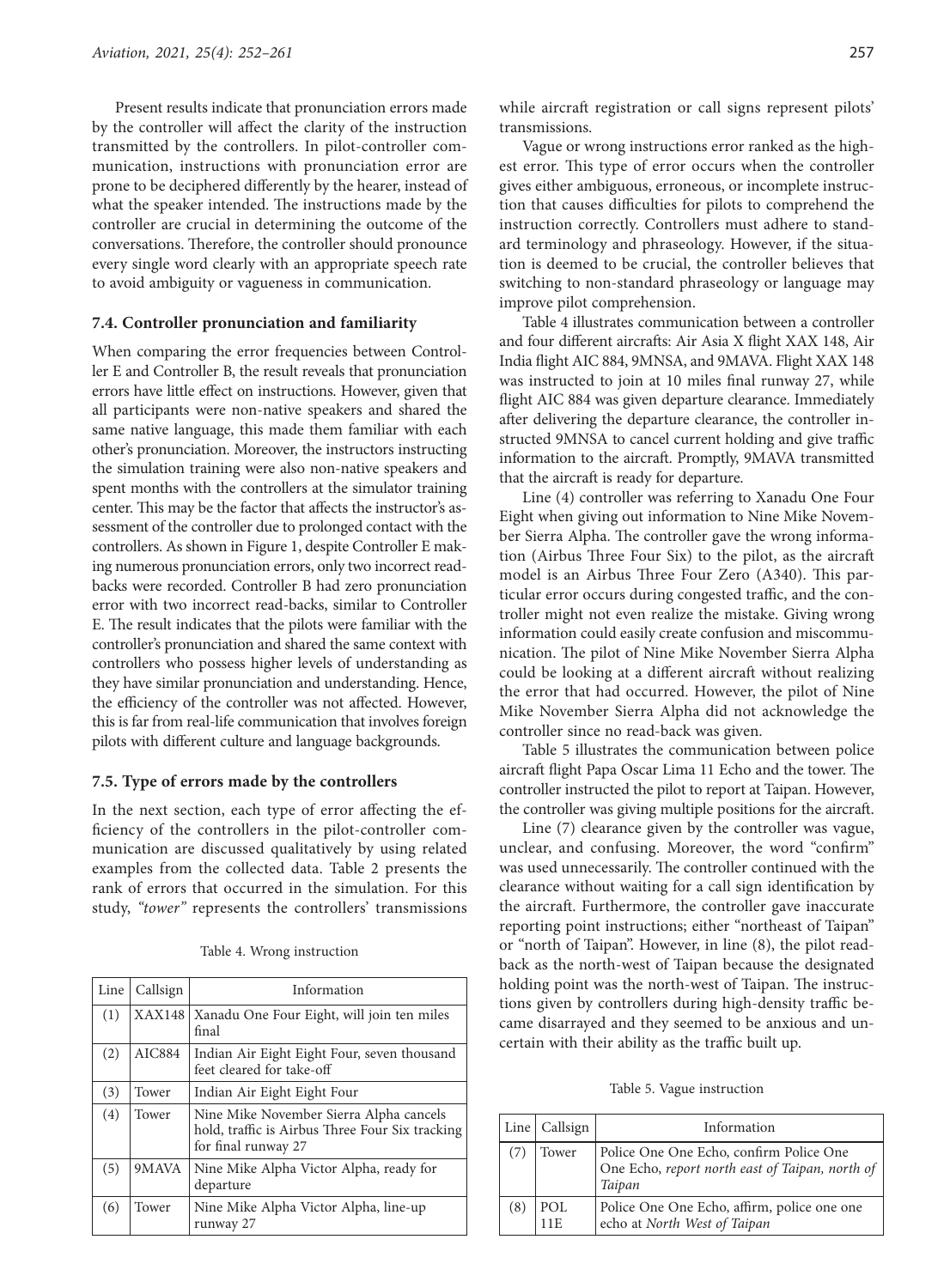Present results indicate that pronunciation errors made by the controller will affect the clarity of the instruction transmitted by the controllers. In pilot-controller communication, instructions with pronunciation error are prone to be deciphered differently by the hearer, instead of what the speaker intended. The instructions made by the controller are crucial in determining the outcome of the conversations. Therefore, the controller should pronounce every single word clearly with an appropriate speech rate to avoid ambiguity or vagueness in communication.

### 7.4. Controller pronunciation and familiarity

When comparing the error frequencies between Controller E and Controller B, the result reveals that pronunciation errors have little effect on instructions. However, given that all participants were non-native speakers and shared the same native language, this made them familiar with each other's pronunciation. Moreover, the instructors instructing the simulation training were also non-native speakers and spent months with the controllers at the simulator training center. This may be the factor that affects the instructor's assessment of the controller due to prolonged contact with the controllers. As shown in Figure 1, despite Controller E making numerous pronunciation errors, only two incorrect read-backs were recorded. Controller B had zero pronunciation error with two incorrect read-backs, similar to Controller E. The result indicates that the pilots were familiar with the controller's pronunciation and shared the same context with controllers who possess higher levels of understanding as they have similar pronunciation and understanding. Hence, the efficiency of the controller was not affected. However, this is far from real-life communication that involves foreign pilots with different culture and language backgrounds.

### 7.5. Type of errors made by the controllers

In the next section, each type of error affecting the efficiency of the controllers in the pilot-controller communication are discussed qualitatively by using related examples from the collected data. Table 2 presents the rank of errors that occurred in the simulation. For this study, *"tower"* represents the controllers' transmissions while aircraft registration or call signs represent pilots' transmissions.

Vague or wrong instructions error ranked as the highest error. This type of error occurs when the controller gives either ambiguous, erroneous, or incomplete instruction that causes difficulties for pilots to comprehend the instruction correctly. Controllers must adhere to standard terminology and phraseology. However, if the situation is deemed to be crucial, the controller believes that switching to non-standard phraseology or language may improve pilot comprehension.

Table 4 illustrates communication between a controller and four different aircrafts: Air Asia X flight XAX 148, Air India flight AIC 884, 9MNSA, and 9MAVA. Flight XAX 148 was instructed to join at 10 miles final runway 27, while flight AIC 884 was given departure clearance. Immediately after delivering the departure clearance, the controller instructed 9MNSA to cancel current holding and give traffic information to the aircraft. Promptly, 9MAVA transmitted that the aircraft is ready for departure.

Table 4. Wrong instruction

| Line | Callsign | Information |
|---|---|---|
| (1) | XAX148 | Xanadu One Four Eight, will join ten miles final |
| (2) | AIC884 | Indian Air Eight Eight Four, seven thousand feet cleared for take-off |
| (3) | Tower | Indian Air Eight Eight Four |
| (4) | Tower | Nine Mike November Sierra Alpha cancels hold, traffic is Airbus Three Four Six tracking for final runway 27 |
| (5) | 9MAVA | Nine Mike Alpha Victor Alpha, ready for departure |
| (6) | Tower | Nine Mike Alpha Victor Alpha, line-up runway 27 |

Line (4) controller was referring to Xanadu One Four Eight when giving out information to Nine Mike November Sierra Alpha. The controller gave the wrong information (Airbus Three Four Six) to the pilot, as the aircraft model is an Airbus Three Four Zero (A340). This particular error occurs during congested traffic, and the controller might not even realize the mistake. Giving wrong information could easily create confusion and miscommunication. The pilot of Nine Mike November Sierra Alpha could be looking at a different aircraft without realizing the error that had occurred. However, the pilot of Nine Mike November Sierra Alpha did not acknowledge the controller since no read-back was given.

Table 5 illustrates the communication between police aircraft flight Papa Oscar Lima 11 Echo and the tower. The controller instructed the pilot to report at Taipan. However, the controller was giving multiple positions for the aircraft.

Line (7) clearance given by the controller was vague, unclear, and confusing. Moreover, the word "confirm" was used unnecessarily. The controller continued with the clearance without waiting for a call sign identification by the aircraft. Furthermore, the controller gave inaccurate reporting point instructions; either "northeast of Taipan" or "north of Taipan". However, in line (8), the pilot read-back as the north-west of Taipan because the designated holding point was the north-west of Taipan. The instructions given by controllers during high-density traffic became disarrayed and they seemed to be anxious and uncertain with their ability as the traffic built up.

Table 5. Vague instruction

| Line | Callsign | Information |
|---|---|---|
| (7) | Tower | Police One One Echo, confirm Police One One Echo, *report north east of Taipan, north of Taipan* |
| (8) | POL 11E | Police One One Echo, affirm, police one one echo at *North West of Taipan* |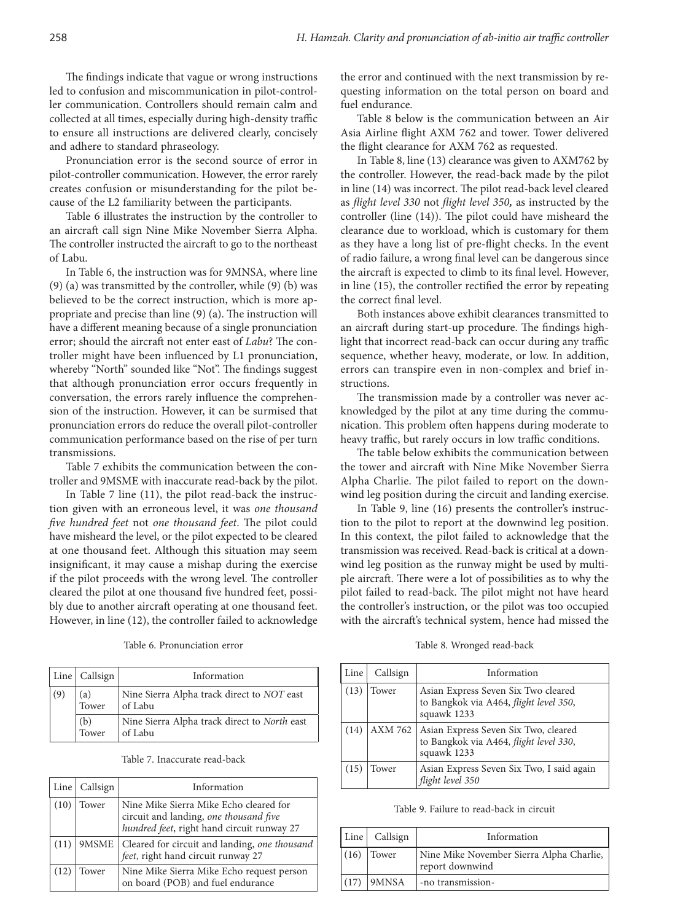The findings indicate that vague or wrong instructions led to confusion and miscommunication in pilot-controller communication. Controllers should remain calm and collected at all times, especially during high-density traffic to ensure all instructions are delivered clearly, concisely and adhere to standard phraseology.

Pronunciation error is the second source of error in pilot-controller communication. However, the error rarely creates confusion or misunderstanding for the pilot because of the L2 familiarity between the participants.

Table 6 illustrates the instruction by the controller to an aircraft call sign Nine Mike November Sierra Alpha. The controller instructed the aircraft to go to the northeast of Labu.

In Table 6, the instruction was for 9MNSA, where line (9) (a) was transmitted by the controller, while (9) (b) was believed to be the correct instruction, which is more appropriate and precise than line (9) (a). The instruction will have a different meaning because of a single pronunciation error; should the aircraft not enter east of *Labu*? The controller might have been influenced by L1 pronunciation, whereby "North" sounded like "Not". The findings suggest that although pronunciation error occurs frequently in conversation, the errors rarely influence the comprehension of the instruction. However, it can be surmised that pronunciation errors do reduce the overall pilot-controller communication performance based on the rise of per turn transmissions.

Table 7 exhibits the communication between the controller and 9MSME with inaccurate read-back by the pilot.

In Table 7 line (11), the pilot read-back the instruction given with an erroneous level, it was *one thousand five hundred feet* not *one thousand feet*. The pilot could have misheard the level, or the pilot expected to be cleared at one thousand feet. Although this situation may seem insignificant, it may cause a mishap during the exercise if the pilot proceeds with the wrong level. The controller cleared the pilot at one thousand five hundred feet, possibly due to another aircraft operating at one thousand feet. However, in line (12), the controller failed to acknowledge the error and continued with the next transmission by requesting information on the total person on board and fuel endurance.

Table 8 below is the communication between an Air Asia Airline flight AXM 762 and tower. Tower delivered the flight clearance for AXM 762 as requested.

In Table 8, line (13) clearance was given to AXM762 by the controller. However, the read-back made by the pilot in line (14) was incorrect. The pilot read-back level cleared as *flight level 330* not *flight level 350,* as instructed by the controller (line (14)). The pilot could have misheard the clearance due to workload, which is customary for them as they have a long list of pre-flight checks. In the event of radio failure, a wrong final level can be dangerous since the aircraft is expected to climb to its final level. However, in line (15), the controller rectified the error by repeating the correct final level.

Both instances above exhibit clearances transmitted to an aircraft during start-up procedure. The findings highlight that incorrect read-back can occur during any traffic sequence, whether heavy, moderate, or low. In addition, errors can transpire even in non-complex and brief instructions.

The transmission made by a controller was never acknowledged by the pilot at any time during the communication. This problem often happens during moderate to heavy traffic, but rarely occurs in low traffic conditions.

The table below exhibits the communication between the tower and aircraft with Nine Mike November Sierra Alpha Charlie. The pilot failed to report on the downwind leg position during the circuit and landing exercise.

In Table 9, line (16) presents the controller's instruction to the pilot to report at the downwind leg position. In this context, the pilot failed to acknowledge that the transmission was received. Read-back is critical at a downwind leg position as the runway might be used by multiple aircraft. There were a lot of possibilities as to why the pilot failed to read-back. The pilot might not have heard the controller's instruction, or the pilot was too occupied with the aircraft's technical system, hence had missed the

Table 6. Pronunciation error

| Line | Callsign | Information |
|---|---|---|
| (9) | (a) Tower | Nine Sierra Alpha track direct to *NOT* east of Labu |
| | (b) Tower | Nine Sierra Alpha track direct to *North* east of Labu |

Table 7. Inaccurate read-back

| Line | Callsign | Information |
|---|---|---|
| (10) | Tower | Nine Mike Sierra Mike Echo cleared for circuit and landing, *one thousand five hundred feet*, right hand circuit runway 27 |
| (11) | 9MSME | Cleared for circuit and landing, *one thousand feet*, right hand circuit runway 27 |
| (12) | Tower | Nine Mike Sierra Mike Echo request person on board (POB) and fuel endurance |

Table 8. Wronged read-back

| Line | Callsign | Information |
|---|---|---|
| (13) | Tower | Asian Express Seven Six Two cleared to Bangkok via A464, *flight level 350*, squawk 1233 |
| (14) | AXM 762 | Asian Express Seven Six Two, cleared to Bangkok via A464, *flight level 330*, squawk 1233 |
| (15) | Tower | Asian Express Seven Six Two, I said again *flight level 350* |

Table 9. Failure to read-back in circuit

| Line | Callsign | Information |
|---|---|---|
| (16) | Tower | Nine Mike November Sierra Alpha Charlie, report downwind |
| (17) | 9MNSA | -no transmission- |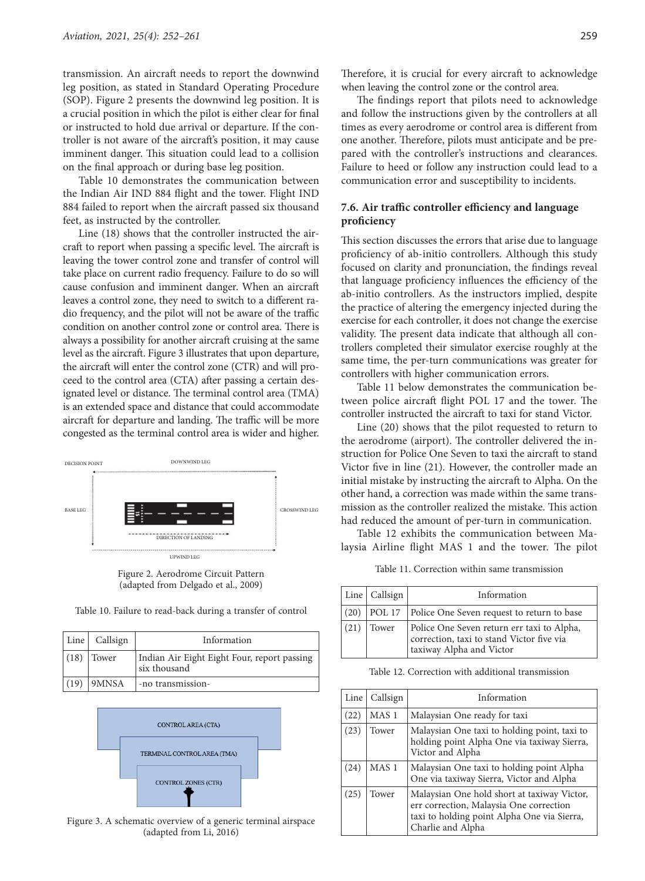transmission. An aircraft needs to report the downwind leg position, as stated in Standard Operating Procedure (SOP). Figure 2 presents the downwind leg position. It is a crucial position in which the pilot is either clear for final or instructed to hold due arrival or departure. If the controller is not aware of the aircraft's position, it may cause imminent danger. This situation could lead to a collision on the final approach or during base leg position.

Table 10 demonstrates the communication between the Indian Air IND 884 flight and the tower. Flight IND 884 failed to report when the aircraft passed six thousand feet, as instructed by the controller.

Line (18) shows that the controller instructed the aircraft to report when passing a specific level. The aircraft is leaving the tower control zone and transfer of control will take place on current radio frequency. Failure to do so will cause confusion and imminent danger. When an aircraft leaves a control zone, they need to switch to a different radio frequency, and the pilot will not be aware of the traffic condition on another control zone or control area. There is always a possibility for another aircraft cruising at the same level as the aircraft. Figure 3 illustrates that upon departure, the aircraft will enter the control zone (CTR) and will proceed to the control area (CTA) after passing a certain designated level or distance. The terminal control area (TMA) is an extended space and distance that could accommodate aircraft for departure and landing. The traffic will be more congested as the terminal control area is wider and higher.

Figure 2. Aerodrome Circuit Pattern (adapted from Delgado et al., 2009)

Table 10. Failure to read-back during a transfer of control

| Line | Callsign | Information |
|---|---|---|
| (18) | Tower | Indian Air Eight Eight Four, report passing six thousand |
| (19) | 9MNSA | -no transmission- |

Figure 3. A schematic overview of a generic terminal airspace (adapted from Li, 2016)

Therefore, it is crucial for every aircraft to acknowledge when leaving the control zone or the control area.

The findings report that pilots need to acknowledge and follow the instructions given by the controllers at all times as every aerodrome or control area is different from one another. Therefore, pilots must anticipate and be prepared with the controller's instructions and clearances. Failure to heed or follow any instruction could lead to a communication error and susceptibility to incidents.

### 7.6. Air traffic controller efficiency and language proficiency

This section discusses the errors that arise due to language proficiency of ab-initio controllers. Although this study focused on clarity and pronunciation, the findings reveal that language proficiency influences the efficiency of the ab-initio controllers. As the instructors implied, despite the practice of altering the emergency injected during the exercise for each controller, it does not change the exercise validity. The present data indicate that although all controllers completed their simulator exercise roughly at the same time, the per-turn communications was greater for controllers with higher communication errors.

Table 11 below demonstrates the communication between police aircraft flight POL 17 and the tower. The controller instructed the aircraft to taxi for stand Victor.

Line (20) shows that the pilot requested to return to the aerodrome (airport). The controller delivered the instruction for Police One Seven to taxi the aircraft to stand Victor five in line (21). However, the controller made an initial mistake by instructing the aircraft to Alpha. On the other hand, a correction was made within the same transmission as the controller realized the mistake. This action had reduced the amount of per-turn in communication.

Table 12 exhibits the communication between Malaysia Airline flight MAS 1 and the tower. The pilot

Table 11. Correction within same transmission

| Line | Callsign | Information |
|---|---|---|
| (20) | POL 17 | Police One Seven request to return to base |
| (21) | Tower | Police One Seven return err taxi to Alpha, correction, taxi to stand Victor five via taxiway Alpha and Victor |

Table 12. Correction with additional transmission

| Line | Callsign | Information |
|---|---|---|
| (22) | MAS 1 | Malaysian One ready for taxi |
| (23) | Tower | Malaysian One taxi to holding point, taxi to holding point Alpha One via taxiway Sierra, Victor and Alpha |
| (24) | MAS 1 | Malaysian One taxi to holding point Alpha One via taxiway Sierra, Victor and Alpha |
| (25) | Tower | Malaysian One hold short at taxiway Victor, err correction, Malaysia One correction taxi to holding point Alpha One via Sierra, Charlie and Alpha |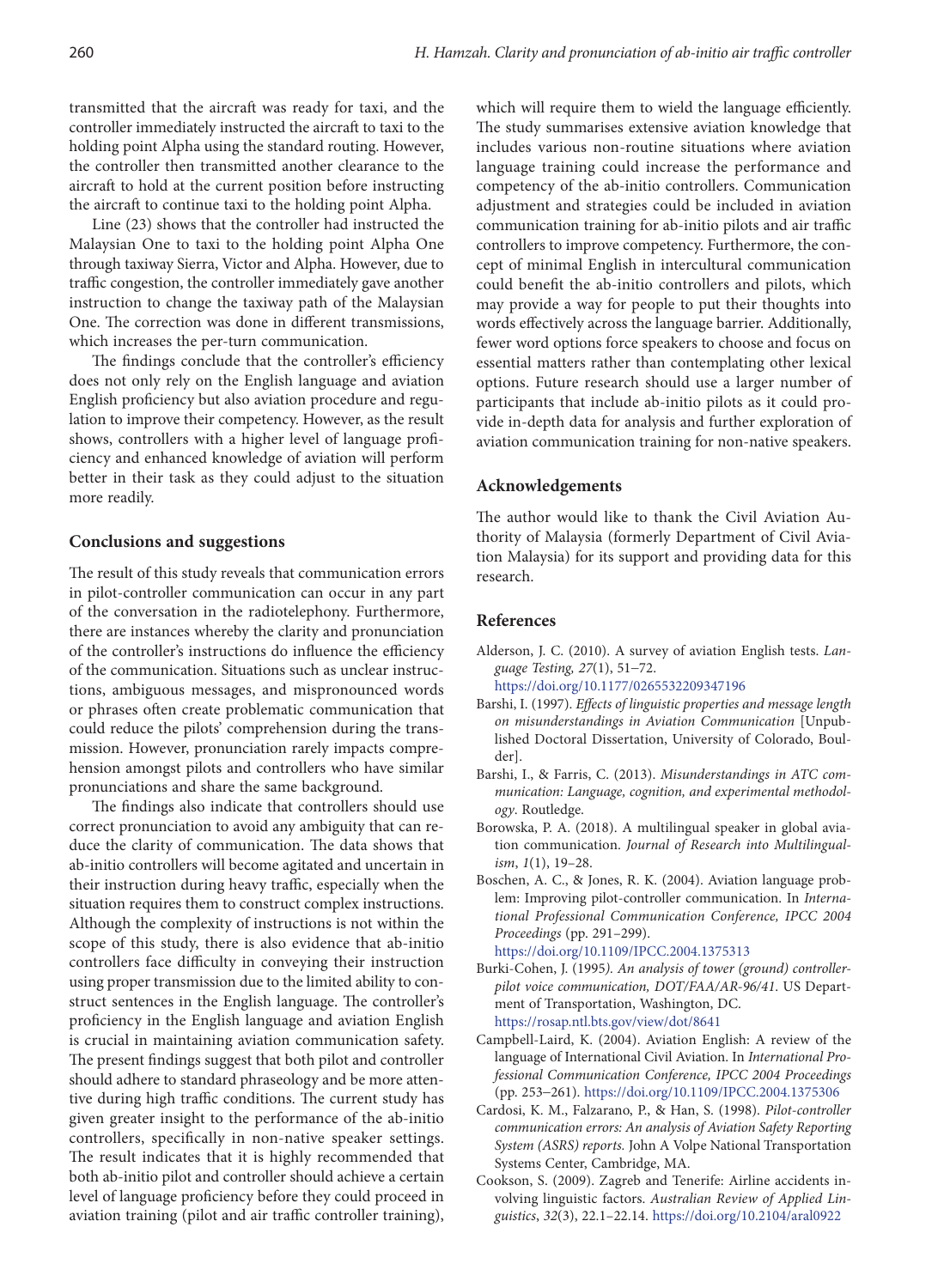transmitted that the aircraft was ready for taxi, and the controller immediately instructed the aircraft to taxi to the holding point Alpha using the standard routing. However, the controller then transmitted another clearance to the aircraft to hold at the current position before instructing the aircraft to continue taxi to the holding point Alpha.

Line (23) shows that the controller had instructed the Malaysian One to taxi to the holding point Alpha One through taxiway Sierra, Victor and Alpha. However, due to traffic congestion, the controller immediately gave another instruction to change the taxiway path of the Malaysian One. The correction was done in different transmissions, which increases the per-turn communication.

The findings conclude that the controller's efficiency does not only rely on the English language and aviation English proficiency but also aviation procedure and regulation to improve their competency. However, as the result shows, controllers with a higher level of language proficiency and enhanced knowledge of aviation will perform better in their task as they could adjust to the situation more readily.

## Conclusions and suggestions

The result of this study reveals that communication errors in pilot-controller communication can occur in any part of the conversation in the radiotelephony. Furthermore, there are instances whereby the clarity and pronunciation of the controller's instructions do influence the efficiency of the communication. Situations such as unclear instructions, ambiguous messages, and mispronounced words or phrases often create problematic communication that could reduce the pilots' comprehension during the transmission. However, pronunciation rarely impacts comprehension amongst pilots and controllers who have similar pronunciations and share the same background.

The findings also indicate that controllers should use correct pronunciation to avoid any ambiguity that can reduce the clarity of communication. The data shows that ab-initio controllers will become agitated and uncertain in their instruction during heavy traffic, especially when the situation requires them to construct complex instructions. Although the complexity of instructions is not within the scope of this study, there is also evidence that ab-initio controllers face difficulty in conveying their instruction using proper transmission due to the limited ability to construct sentences in the English language. The controller's proficiency in the English language and aviation English is crucial in maintaining aviation communication safety. The present findings suggest that both pilot and controller should adhere to standard phraseology and be more attentive during high traffic conditions. The current study has given greater insight to the performance of the ab-initio controllers, specifically in non-native speaker settings. The result indicates that it is highly recommended that both ab-initio pilot and controller should achieve a certain level of language proficiency before they could proceed in aviation training (pilot and air traffic controller training), which will require them to wield the language efficiently. The study summarises extensive aviation knowledge that includes various non-routine situations where aviation language training could increase the performance and competency of the ab-initio controllers. Communication adjustment and strategies could be included in aviation communication training for ab-initio pilots and air traffic controllers to improve competency. Furthermore, the concept of minimal English in intercultural communication could benefit the ab-initio controllers and pilots, which may provide a way for people to put their thoughts into words effectively across the language barrier. Additionally, fewer word options force speakers to choose and focus on essential matters rather than contemplating other lexical options. Future research should use a larger number of participants that include ab-initio pilots as it could provide in-depth data for analysis and further exploration of aviation communication training for non-native speakers.

## Acknowledgements

The author would like to thank the Civil Aviation Authority of Malaysia (formerly Department of Civil Aviation Malaysia) for its support and providing data for this research.

## References

Alderson, J. C. (2010). A survey of aviation English tests. *Language Testing, 27*(1), 51–72. https://doi.org/10.1177/0265532209347196

Barshi, I. (1997). *Effects of linguistic properties and message length on misunderstandings in Aviation Communication* [Unpublished Doctoral Dissertation, University of Colorado, Boulder].

Barshi, I., & Farris, C. (2013). *Misunderstandings in ATC communication: Language, cognition, and experimental methodology*. Routledge.

Borowska, P. A. (2018). A multilingual speaker in global aviation communication. *Journal of Research into Multilingualism*, *1*(1), 19–28.

Boschen, A. C., & Jones, R. K. (2004). Aviation language problem: Improving pilot-controller communication. In *International Professional Communication Conference, IPCC 2004 Proceedings* (pp. 291–299). https://doi.org/10.1109/IPCC.2004.1375313

Burki-Cohen, J. (1995*). An analysis of tower (ground) controller-pilot voice communication, DOT/FAA/AR-96/41*. US Department of Transportation, Washington, DC. https://rosap.ntl.bts.gov/view/dot/8641

Campbell-Laird, K. (2004). Aviation English: A review of the language of International Civil Aviation. In *International Professional Communication Conference, IPCC 2004 Proceedings* (pp. 253–261). https://doi.org/10.1109/IPCC.2004.1375306

Cardosi, K. M., Falzarano, P., & Han, S. (1998). *Pilot-controller communication errors: An analysis of Aviation Safety Reporting System (ASRS) reports.* John A Volpe National Transportation Systems Center, Cambridge, MA.

Cookson, S. (2009). Zagreb and Tenerife: Airline accidents involving linguistic factors. *Australian Review of Applied Linguistics*, *32*(3), 22.1–22.14. https://doi.org/10.2104/aral0922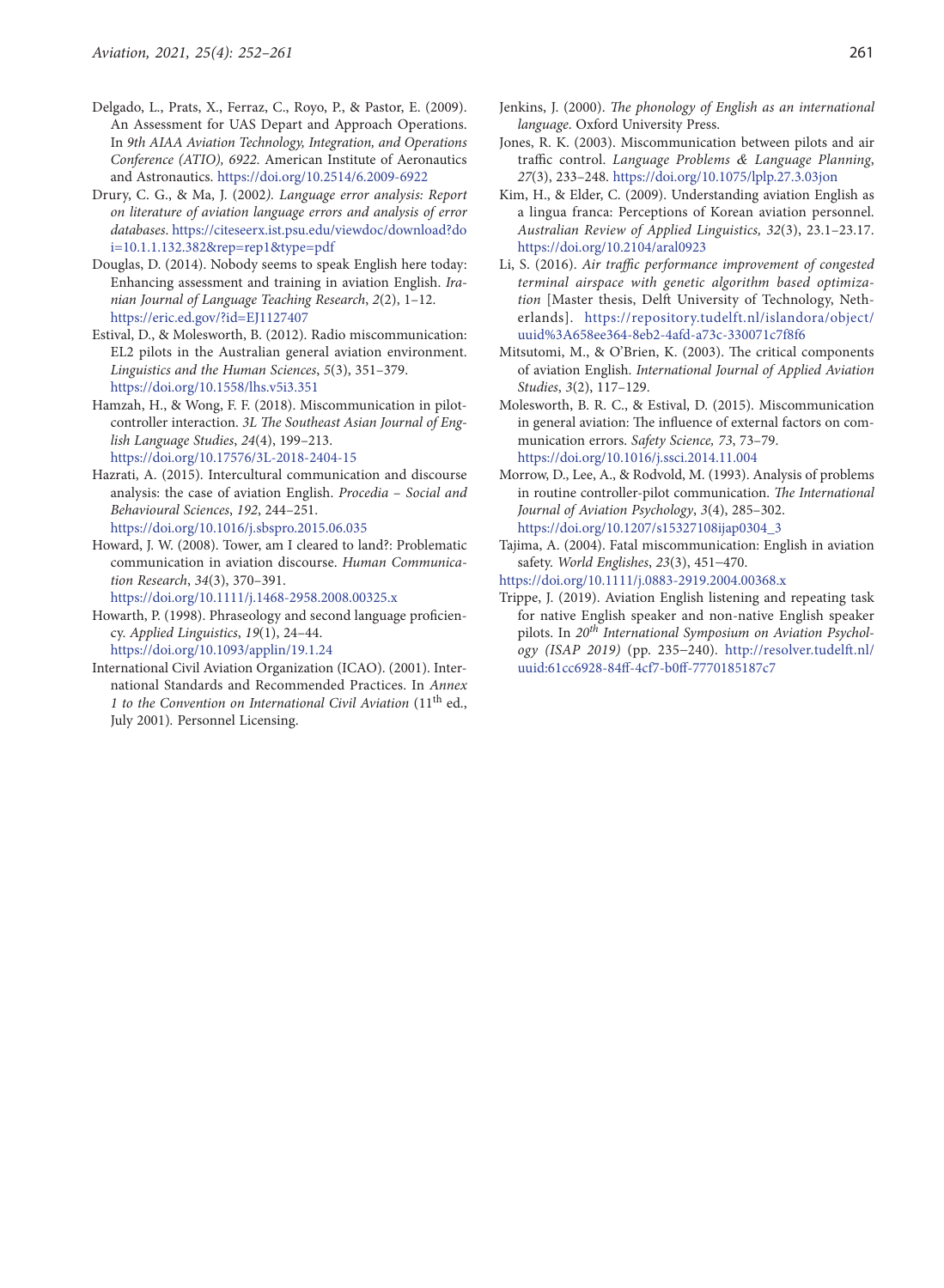Delgado, L., Prats, X., Ferraz, C., Royo, P., & Pastor, E. (2009). An Assessment for UAS Depart and Approach Operations. In *9th AIAA Aviation Technology, Integration, and Operations Conference (ATIO), 6922*. American Institute of Aeronautics and Astronautics. https://doi.org/10.2514/6.2009-6922

Drury, C. G., & Ma, J. (2002). *Language error analysis: Report on literature of aviation language errors and analysis of error databases*. https://citeseerx.ist.psu.edu/viewdoc/download?doi=10.1.1.132.382&rep=rep1&type=pdf

Douglas, D. (2014). Nobody seems to speak English here today: Enhancing assessment and training in aviation English. *Iranian Journal of Language Teaching Research*, *2*(2), 1–12. https://eric.ed.gov/?id=EJ1127407

Estival, D., & Molesworth, B. (2012). Radio miscommunication: EL2 pilots in the Australian general aviation environment. *Linguistics and the Human Sciences*, *5*(3), 351–379. https://doi.org/10.1558/lhs.v5i3.351

Hamzah, H., & Wong, F. F. (2018). Miscommunication in pilot-controller interaction. *3L The Southeast Asian Journal of English Language Studies*, *24*(4), 199–213. https://doi.org/10.17576/3L-2018-2404-15

Hazrati, A. (2015). Intercultural communication and discourse analysis: the case of aviation English. *Procedia – Social and Behavioural Sciences*, *192*, 244–251. https://doi.org/10.1016/j.sbspro.2015.06.035

Howard, J. W. (2008). Tower, am I cleared to land?: Problematic communication in aviation discourse. *Human Communication Research*, *34*(3), 370–391. https://doi.org/10.1111/j.1468-2958.2008.00325.x

Howarth, P. (1998). Phraseology and second language proficiency. *Applied Linguistics*, *19*(1), 24–44. https://doi.org/10.1093/applin/19.1.24

International Civil Aviation Organization (ICAO). (2001). International Standards and Recommended Practices. In *Annex 1 to the Convention on International Civil Aviation* (11th ed., July 2001). Personnel Licensing.

Jenkins, J. (2000). *The phonology of English as an international language*. Oxford University Press.

Jones, R. K. (2003). Miscommunication between pilots and air traffic control. *Language Problems & Language Planning*, *27*(3), 233–248. https://doi.org/10.1075/lplp.27.3.03jon

Kim, H., & Elder, C. (2009). Understanding aviation English as a lingua franca: Perceptions of Korean aviation personnel. *Australian Review of Applied Linguistics, 32*(3), 23.1–23.17. https://doi.org/10.2104/aral0923

Li, S. (2016). *Air traffic performance improvement of congested terminal airspace with genetic algorithm based optimization* [Master thesis, Delft University of Technology, Netherlands]. https://repository.tudelft.nl/islandora/object/uuid%3A658ee364-8eb2-4afd-a73c-330071c7f8f6

Mitsutomi, M., & O'Brien, K. (2003). The critical components of aviation English. *International Journal of Applied Aviation Studies*, *3*(2), 117–129.

Molesworth, B. R. C., & Estival, D. (2015). Miscommunication in general aviation: The influence of external factors on communication errors. *Safety Science, 73*, 73–79. https://doi.org/10.1016/j.ssci.2014.11.004

Morrow, D., Lee, A., & Rodvold, M. (1993). Analysis of problems in routine controller-pilot communication. *The International Journal of Aviation Psychology*, *3*(4), 285–302. https://doi.org/10.1207/s15327108ijap0304_3

Tajima, A. (2004). Fatal miscommunication: English in aviation safety. *World Englishes*, *23*(3), 451–470. https://doi.org/10.1111/j.0883-2919.2004.00368.x

Trippe, J. (2019). Aviation English listening and repeating task for native English speaker and non-native English speaker pilots. In *20th International Symposium on Aviation Psychology (ISAP 2019)* (pp. 235–240). http://resolver.tudelft.nl/uuid:61cc6928-84ff-4cf7-b0ff-7770185187c7